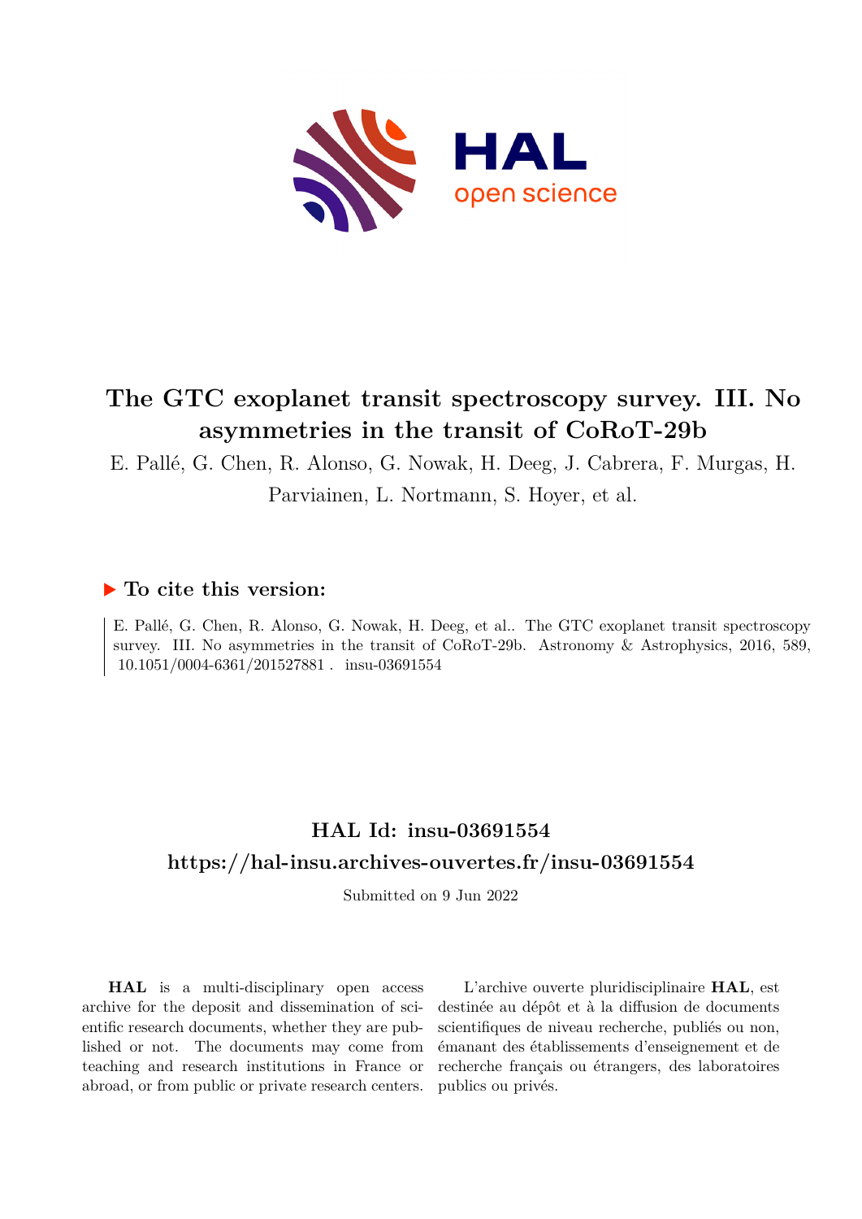# The GTC exoplanet transit spectroscopy survey. III. No asymmetries in the transit of CoRoT-29b

E. Pallé, G. Chen, R. Alonso, G. Nowak, H. Deeg, J. Cabrera, F. Murgas, H. Parviainen, L. Nortmann, S. Hoyer, et al.

## ▶ To cite this version:

E. Pallé, G. Chen, R. Alonso, G. Nowak, H. Deeg, et al.. The GTC exoplanet transit spectroscopy survey. III. No asymmetries in the transit of CoRoT-29b. Astronomy & Astrophysics, 2016, 589, 10.1051/0004-6361/201527881 . insu-03691554

## HAL Id: insu-03691554

## https://hal-insu.archives-ouvertes.fr/insu-03691554

Submitted on 9 Jun 2022

**HAL** is a multi-disciplinary open access archive for the deposit and dissemination of scientific research documents, whether they are published or not. The documents may come from teaching and research institutions in France or abroad, or from public or private research centers.

L'archive ouverte pluridisciplinaire **HAL**, est destinée au dépôt et à la diffusion de documents scientifiques de niveau recherche, publiés ou non, émanant des établissements d'enseignement et de recherche français ou étrangers, des laboratoires publics ou privés.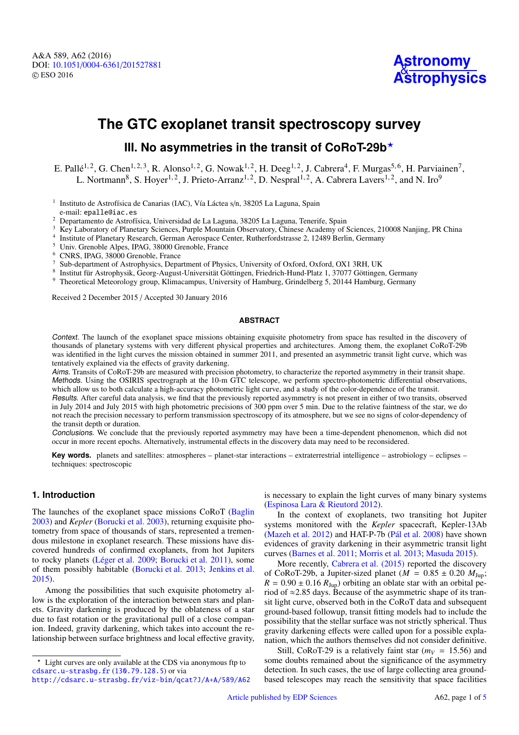# The GTC exoplanet transit spectroscopy survey

## III. No asymmetries in the transit of CoRoT-29b*

E. Pallé[1,2], G. Chen[1,2,3], R. Alonso[1,2], G. Nowak[1,2], H. Deeg[1,2], J. Cabrera[4], F. Murgas[5,6], H. Parviainen[7], L. Nortmann[8], S. Hoyer[1,2], J. Prieto-Arranz[1,2], D. Nespral[1,2], A. Cabrera Lavers[1,2], and N. Iro[9]

[1] Instituto de Astrofísica de Canarias (IAC), Vía Láctea s/n, 38205 La Laguna, Spain
e-mail: epalle@iac.es

[2] Departamento de Astrofísica, Universidad de La Laguna, 38205 La Laguna, Tenerife, Spain

[3] Key Laboratory of Planetary Sciences, Purple Mountain Observatory, Chinese Academy of Sciences, 210008 Nanjing, PR China

[4] Institute of Planetary Research, German Aerospace Center, Rutherfordstrasse 2, 12489 Berlin, Germany

[5] Univ. Grenoble Alpes, IPAG, 38000 Grenoble, France

[6] CNRS, IPAG, 38000 Grenoble, France

[7] Sub-department of Astrophysics, Department of Physics, University of Oxford, Oxford, OX1 3RH, UK

[8] Institut für Astrophysik, Georg-August-Universität Göttingen, Friedrich-Hund-Platz 1, 37077 Göttingen, Germany

[9] Theoretical Meteorology group, Klimacampus, University of Hamburg, Grindelberg 5, 20144 Hamburg, Germany

Received 2 December 2015 / Accepted 30 January 2016

### ABSTRACT

*Context.* The launch of the exoplanet space missions obtaining exquisite photometry from space has resulted in the discovery of thousands of planetary systems with very different physical properties and architectures. Among them, the exoplanet CoRoT-29b was identified in the light curves the mission obtained in summer 2011, and presented an asymmetric transit light curve, which was tentatively explained via the effects of gravity darkening.

*Aims.* Transits of CoRoT-29b are measured with precision photometry, to characterize the reported asymmetry in their transit shape.

*Methods.* Using the OSIRIS spectrograph at the 10-m GTC telescope, we perform spectro-photometric differential observations, which allow us to both calculate a high-accuracy photometric light curve, and a study of the color-dependence of the transit.

*Results.* After careful data analysis, we find that the previously reported asymmetry is not present in either of two transits, observed in July 2014 and July 2015 with high photometric precisions of 300 ppm over 5 min. Due to the relative faintness of the star, we do not reach the precision necessary to perform transmission spectroscopy of its atmosphere, but we see no signs of color-dependency of the transit depth or duration.

*Conclusions.* We conclude that the previously reported asymmetry may have been a time-dependent phenomenon, which did not occur in more recent epochs. Alternatively, instrumental effects in the discovery data may need to be reconsidered.

**Key words.** planets and satellites: atmospheres – planet-star interactions – extraterrestrial intelligence – astrobiology – eclipses – techniques: spectroscopic

## 1. Introduction

The launches of the exoplanet space missions CoRoT (Baglin 2003) and *Kepler* (Borucki et al. 2003), returning exquisite photometry from space of thousands of stars, represented a tremendous milestone in exoplanet research. These missions have discovered hundreds of confirmed exoplanets, from hot Jupiters to rocky planets (Léger et al. 2009; Borucki et al. 2011), some of them possibly habitable (Borucki et al. 2013; Jenkins et al. 2015).

Among the possibilities that such exquisite photometry allow is the exploration of the interaction between stars and planets. Gravity darkening is produced by the oblateness of a star due to fast rotation or the gravitational pull of a close companion. Indeed, gravity darkening, which takes into account the relationship between surface brightness and local effective gravity, is necessary to explain the light curves of many binary systems (Espinosa Lara & Rieutord 2012).

In the context of exoplanets, two transiting hot Jupiter systems monitored with the *Kepler* spacecraft, Kepler-13Ab (Mazeh et al. 2012) and HAT-P-7b (Pál et al. 2008) have shown evidences of gravity darkening in their asymmetric transit light curves (Barnes et al. 2011; Morris et al. 2013; Masuda 2015).

More recently, Cabrera et al. (2015) reported the discovery of CoRoT-29b, a Jupiter-sized planet ($M = 0.85 \pm 0.20$ $M_{\rm Jup}$; $R = 0.90 \pm 0.16$ $R_{\rm Jup}$) orbiting an oblate star with an orbital period of ≈2.85 days. Because of the asymmetric shape of its transit light curve, observed both in the CoRoT data and subsequent ground-based followup, transit fitting models had to include the possibility that the stellar surface was not strictly spherical. Thus gravity darkening effects were called upon for a possible explanation, which the authors themselves did not consider definitive.

Still, CoRoT-29 is a relatively faint star ($m_V = 15.56$) and some doubts remained about the significance of the asymmetry detection. In such cases, the use of large collecting area ground-based telescopes may reach the sensitivity that space facilities

* Light curves are only available at the CDS via anonymous ftp to cdsarc.u-strasbg.fr (130.79.128.5) or via http://cdsarc.u-strasbg.fr/viz-bin/qcat?J/A+A/589/A62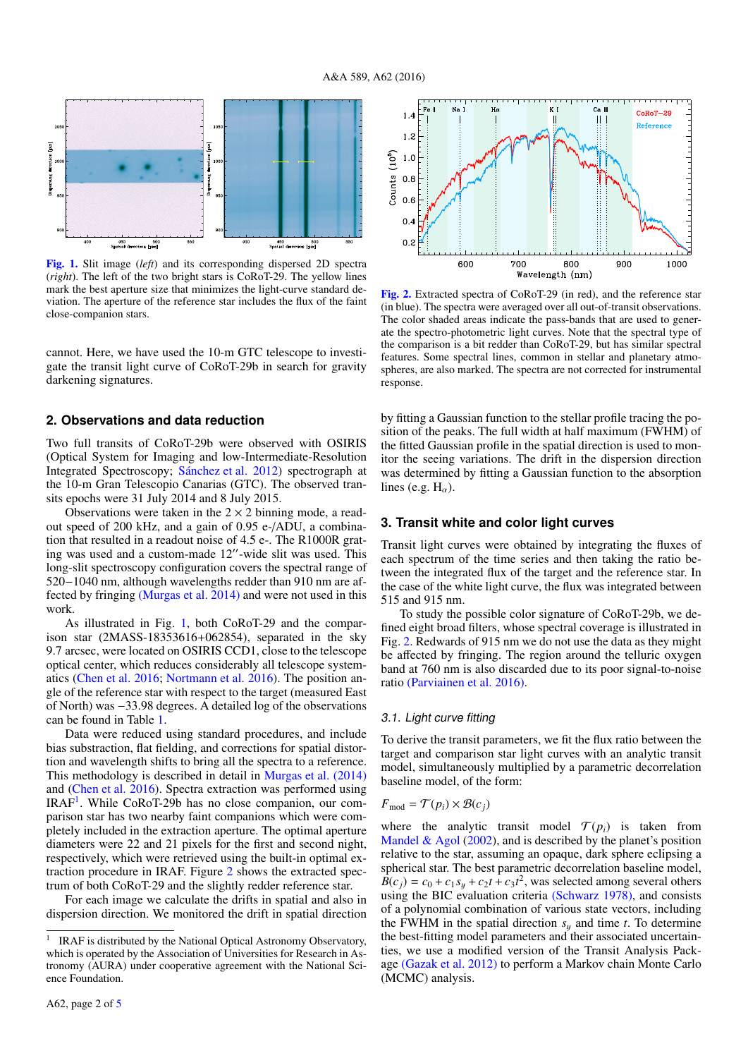Fig. 1. Slit image (*left*) and its corresponding dispersed 2D spectra (*right*). The left of the two bright stars is CoRoT-29. The yellow lines mark the best aperture size that minimizes the light-curve standard deviation. The aperture of the reference star includes the flux of the faint close-companion stars.

cannot. Here, we have used the 10-m GTC telescope to investigate the transit light curve of CoRoT-29b in search for gravity darkening signatures.

## 2. Observations and data reduction

Two full transits of CoRoT-29b were observed with OSIRIS (Optical System for Imaging and low-Intermediate-Resolution Integrated Spectroscopy; Sánchez et al. 2012) spectrograph at the 10-m Gran Telescopio Canarias (GTC). The observed transits epochs were 31 July 2014 and 8 July 2015.

Observations were taken in the $2 \times 2$ binning mode, a readout speed of 200 kHz, and a gain of 0.95 e-/ADU, a combination that resulted in a readout noise of 4.5 e-. The R1000R grating was used and a custom-made 12″-wide slit was used. This long-slit spectroscopy configuration covers the spectral range of 520−1040 nm, although wavelengths redder than 910 nm are affected by fringing (Murgas et al. 2014) and were not used in this work.

As illustrated in Fig. 1, both CoRoT-29 and the comparison star (2MASS-18353616+062854), separated in the sky 9.7 arcsec, were located on OSIRIS CCD1, close to the telescope optical center, which reduces considerably all telescope systematics (Chen et al. 2016; Nortmann et al. 2016). The position angle of the reference star with respect to the target (measured East of North) was −33.98 degrees. A detailed log of the observations can be found in Table 1.

Data were reduced using standard procedures, and include bias substraction, flat fielding, and corrections for spatial distortion and wavelength shifts to bring all the spectra to a reference. This methodology is described in detail in Murgas et al. (2014) and (Chen et al. 2016). Spectra extraction was performed using IRAF[1]. While CoRoT-29b has no close companion, our comparison star has two nearby faint companions which were completely included in the extraction aperture. The optimal aperture diameters were 22 and 21 pixels for the first and second night, respectively, which were retrieved using the built-in optimal extraction procedure in IRAF. Figure 2 shows the extracted spectrum of both CoRoT-29 and the slightly redder reference star.

For each image we calculate the drifts in spatial and also in dispersion direction. We monitored the drift in spatial direction by fitting a Gaussian function to the stellar profile tracing the position of the peaks. The full width at half maximum (FWHM) of the fitted Gaussian profile in the spatial direction is used to monitor the seeing variations. The drift in the dispersion direction was determined by fitting a Gaussian function to the absorption lines (e.g. $H_\alpha$).

[1] IRAF is distributed by the National Optical Astronomy Observatory, which is operated by the Association of Universities for Research in Astronomy (AURA) under cooperative agreement with the National Science Foundation.

Fig. 2. Extracted spectra of CoRoT-29 (in red), and the reference star (in blue). The spectra were averaged over all out-of-transit observations. The color shaded areas indicate the pass-bands that are used to generate the spectro-photometric light curves. Note that the spectral type of the comparison is a bit redder than CoRoT-29, but has similar spectral features. Some spectral lines, common in stellar and planetary atmospheres, are also marked. The spectra are not corrected for instrumental response.

## 3. Transit white and color light curves

Transit light curves were obtained by integrating the fluxes of each spectrum of the time series and then taking the ratio between the integrated flux of the target and the reference star. In the case of the white light curve, the flux was integrated between 515 and 915 nm.

To study the possible color signature of CoRoT-29b, we defined eight broad filters, whose spectral coverage is illustrated in Fig. 2. Redwards of 915 nm we do not use the data as they might be affected by fringing. The region around the telluric oxygen band at 760 nm is also discarded due to its poor signal-to-noise ratio (Parviainen et al. 2016).

### 3.1. Light curve fitting

To derive the transit parameters, we fit the flux ratio between the target and comparison star light curves with an analytic transit model, simultaneously multiplied by a parametric decorrelation baseline model, of the form:

$$F_{\rm mod} = \mathcal{T}(p_i) \times \mathcal{B}(c_j)$$

where the analytic transit model $\mathcal{T}(p_i)$ is taken from Mandel & Agol (2002), and is described by the planet's position relative to the star, assuming an opaque, dark sphere eclipsing a spherical star. The best parametric decorrelation baseline model, $\mathcal{B}(c_j) = c_0 + c_1 s_y + c_2 t + c_3 t^2$, was selected among several others using the BIC evaluation criteria (Schwarz 1978), and consists of a polynomial combination of various state vectors, including the FWHM in the spatial direction $s_y$ and time $t$. To determine the best-fitting model parameters and their associated uncertainties, we use a modified version of the Transit Analysis Package (Gazak et al. 2012) to perform a Markov chain Monte Carlo (MCMC) analysis.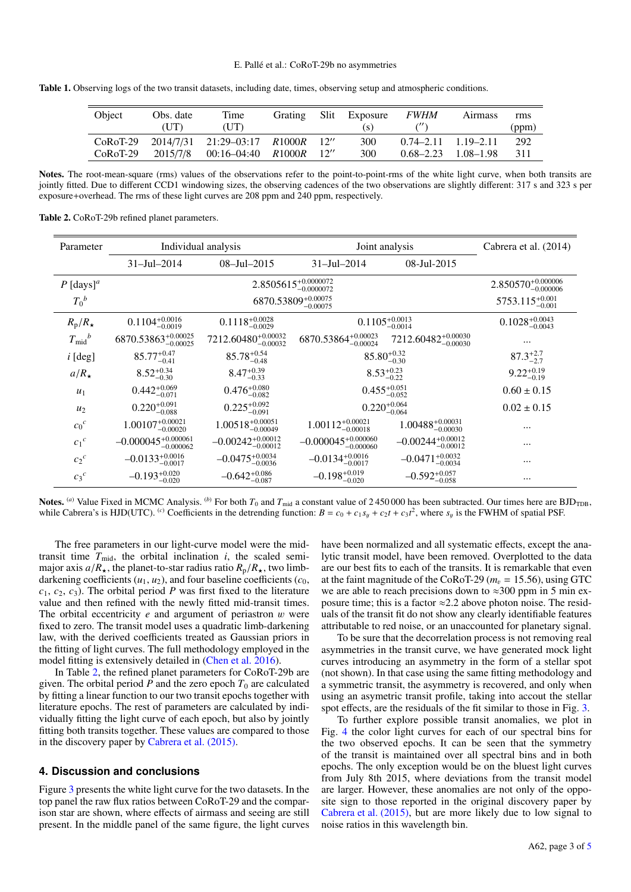**Table 1.** Observing logs of the two transit datasets, including date, times, observing setup and atmospheric conditions.

| Object | Obs. date (UT) | Time (UT) | Grating | Slit | Exposure (s) | *FWHM* ($''$) | Airmass | rms (ppm) |
|---|---|---|---|---|---|---|---|---|
| CoRoT-29 | 2014/7/31 | 21:29–03:17 | *R*1000*R* | 12$''$ | 300 | 0.74–2.11 | 1.19–2.11 | 292 |
| CoRoT-29 | 2015/7/8 | 00:16–04:40 | *R*1000*R* | 12$''$ | 300 | 0.68–2.23 | 1.08–1.98 | 311 |

**Notes.** The root-mean-square (rms) values of the observations refer to the point-to-point-rms of the white light curve, when both transits are jointly fitted. Due to different CCD1 windowing sizes, the observing cadences of the two observations are slightly different: 317 s and 323 s per exposure+overhead. The rms of these light curves are 208 ppm and 240 ppm, respectively.

**Table 2.** CoRoT-29b refined planet parameters.

| Parameter | Individual analysis | | Joint analysis | | Cabrera et al. (2014) |
|---|---|---|---|---|---|
| | 31–Jul–2014 | 08–Jul–2015 | 31–Jul–2014 | 08-Jul-2015 | |
| $P$ [days][a] | $2.8505615^{+0.0000072}_{-0.0000072}$ | | | | $2.850570^{+0.000006}_{-0.000006}$ |
| $T_0$[b] | $6870.53809^{+0.00075}_{-0.00075}$ | | | | $5753.115^{+0.001}_{-0.001}$ |
| $R_p/R_\star$ | $0.1104^{+0.0016}_{-0.0019}$ | $0.1118^{+0.0028}_{-0.0029}$ | $0.1105^{+0.0013}_{-0.0014}$ | | $0.1028^{+0.0043}_{-0.0043}$ |
| $T_{\rm mid}$[b] | $6870.53863^{+0.00025}_{-0.00025}$ | $7212.60480^{+0.00032}_{-0.00032}$ | $6870.53864^{+0.00023}_{-0.00024}$ | $7212.60482^{+0.00030}_{-0.00030}$ | ... |
| $i$ [deg] | $85.77^{+0.47}_{-0.41}$ | $85.78^{+0.54}_{-0.48}$ | $85.80^{+0.32}_{-0.30}$ | | $87.3^{+2.7}_{-2.7}$ |
| $a/R_\star$ | $8.52^{+0.34}_{-0.30}$ | $8.47^{+0.39}_{-0.33}$ | $8.53^{+0.23}_{-0.22}$ | | $9.22^{+0.19}_{-0.19}$ |
| $u_1$ | $0.442^{+0.069}_{-0.071}$ | $0.476^{+0.080}_{-0.082}$ | $0.455^{+0.051}_{-0.052}$ | | $0.60 \pm 0.15$ |
| $u_2$ | $0.220^{+0.091}_{-0.088}$ | $0.225^{+0.092}_{-0.091}$ | $0.220^{+0.064}_{-0.064}$ | | $0.02 \pm 0.15$ |
| $c_0$[c] | $1.00107^{+0.00021}_{-0.00020}$ | $1.00518^{+0.00051}_{-0.00049}$ | $1.00112^{+0.00021}_{-0.00018}$ | $1.00488^{+0.00031}_{-0.00030}$ | ... |
| $c_1$[c] | $-0.000045^{+0.000061}_{-0.000062}$ | $-0.00242^{+0.00012}_{-0.00012}$ | $-0.000045^{+0.000060}_{-0.000060}$ | $-0.00244^{+0.00012}_{-0.00012}$ | ... |
| $c_2$[c] | $-0.0133^{+0.0016}_{-0.0017}$ | $-0.0475^{+0.0034}_{-0.0036}$ | $-0.0134^{+0.0016}_{-0.0017}$ | $-0.0471^{+0.0032}_{-0.0034}$ | ... |
| $c_3$[c] | $-0.193^{+0.020}_{-0.020}$ | $-0.642^{+0.086}_{-0.087}$ | $-0.198^{+0.019}_{-0.020}$ | $-0.592^{+0.057}_{-0.058}$ | ... |

**Notes.** [(a)] Value Fixed in MCMC Analysis. [(b)] For both $T_0$ and $T_{\rm mid}$ a constant value of 2 450 000 has been subtracted. Our times here are BJD$_{\rm TDB}$, while Cabrera's is HJD(UTC). [(c)] Coefficients in the detrending function: $B = c_0 + c_1 s_y + c_2 t + c_3 t^2$, where $s_y$ is the FWHM of spatial PSF.

The free parameters in our light-curve model were the mid-transit time $T_{\rm mid}$, the orbital inclination $i$, the scaled semi-major axis $a/R_\star$, the planet-to-star radius ratio $R_p/R_\star$, two limb-darkening coefficients ($u_1$, $u_2$), and four baseline coefficients ($c_0$, $c_1$, $c_2$, $c_3$). The orbital period $P$ was first fixed to the literature value and then refined with the newly fitted mid-transit times. The orbital eccentricity $e$ and argument of periastron $w$ were fixed to zero. The transit model uses a quadratic limb-darkening law, with the derived coefficients treated as Gaussian priors in the fitting of light curves. The full methodology employed in the model fitting is extensively detailed in (Chen et al. 2016).

In Table 2, the refined planet parameters for CoRoT-29b are given. The orbital period $P$ and the zero epoch $T_0$ are calculated by fitting a linear function to our two transit epochs together with literature epochs. The rest of parameters are calculated by individually fitting the light curve of each epoch, but also by jointly fitting both transits together. These values are compared to those in the discovery paper by Cabrera et al. (2015).

## 4. Discussion and conclusions

Figure 3 presents the white light curve for the two datasets. In the top panel the raw flux ratios between CoRoT-29 and the comparison star are shown, where effects of airmass and seeing are still present. In the middle panel of the same figure, the light curves have been normalized and all systematic effects, except the analytic transit model, have been removed. Overplotted to the data are our best fits to each of the transits. It is remarkable that even at the faint magnitude of the CoRoT-29 ($m_v$ = 15.56), using GTC we are able to reach precisions down to ≈300 ppm in 5 min exposure time; this is a factor ≈2.2 above photon noise. The residuals of the transit fit do not show any clearly identifiable features attributable to red noise, or an unaccounted for planetary signal.

To be sure that the decorrelation process is not removing real asymmetries in the transit curve, we have generated mock light curves introducing an asymmetry in the form of a stellar spot (not shown). In that case using the same fitting methodology and a symmetric transit, the asymmetry is recovered, and only when using an asymetric transit profile, taking into accout the stellar spot effects, are the residuals of the fit similar to those in Fig. 3.

To further explore possible transit anomalies, we plot in Fig. 4 the color light curves for each of our spectral bins for the two observed epochs. It can be seen that the symmetry of the transit is maintained over all spectral bins and in both epochs. The only exception would be on the bluest light curves from July 8th 2015, where deviations from the transit model are larger. However, these anomalies are not only of the opposite sign to those reported in the original discovery paper by Cabrera et al. (2015), but are more likely due to low signal to noise ratios in this wavelength bin.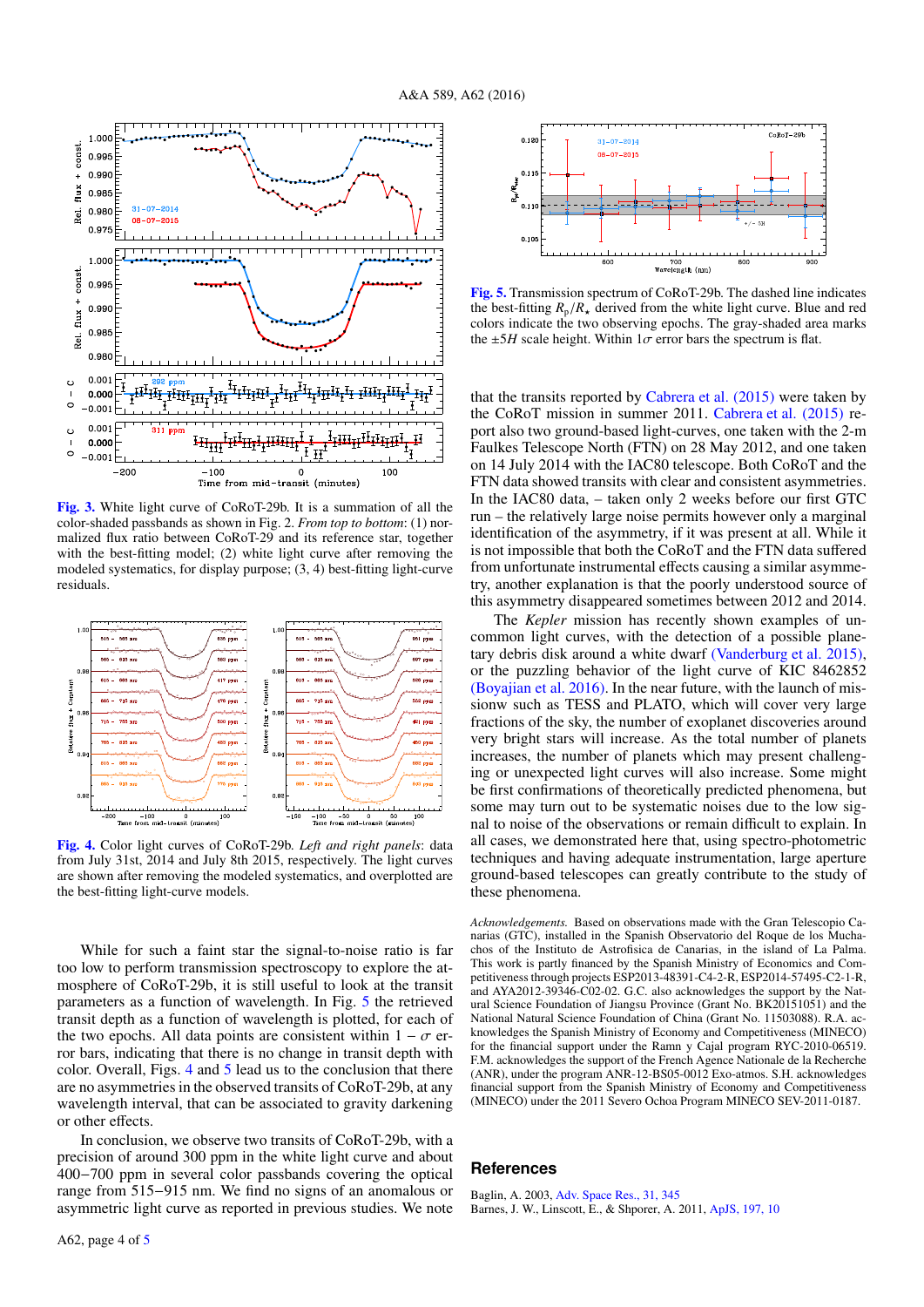Fig. 3. White light curve of CoRoT-29b. It is a summation of all the color-shaded passbands as shown in Fig. 2. *From top to bottom*: (1) normalized flux ratio between CoRoT-29 and its reference star, together with the best-fitting model; (2) white light curve after removing the modeled systematics, for display purpose; (3, 4) best-fitting light-curve residuals.

Fig. 4. Color light curves of CoRoT-29b. *Left and right panels*: data from July 31st, 2014 and July 8th 2015, respectively. The light curves are shown after removing the modeled systematics, and overplotted are the best-fitting light-curve models.

While for such a faint star the signal-to-noise ratio is far too low to perform transmission spectroscopy to explore the atmosphere of CoRoT-29b, it is still useful to look at the transit parameters as a function of wavelength. In Fig. 5 the retrieved transit depth as a function of wavelength is plotted, for each of the two epochs. All data points are consistent within $1-\sigma$ error bars, indicating that there is no change in transit depth with color. Overall, Figs. 4 and 5 lead us to the conclusion that there are no asymmetries in the observed transits of CoRoT-29b, at any wavelength interval, that can be associated to gravity darkening or other effects.

In conclusion, we observe two transits of CoRoT-29b, with a precision of around 300 ppm in the white light curve and about 400−700 ppm in several color passbands covering the optical range from 515−915 nm. We find no signs of an anomalous or asymmetric light curve as reported in previous studies. We note that the transits reported by Cabrera et al. (2015) were taken by the CoRoT mission in summer 2011. Cabrera et al. (2015) report also two ground-based light-curves, one taken with the 2-m Faulkes Telescope North (FTN) on 28 May 2012, and one taken on 14 July 2014 with the IAC80 telescope. Both CoRoT and the FTN data showed transits with clear and consistent asymmetries. In the IAC80 data, – taken only 2 weeks before our first GTC run – the relatively large noise permits however only a marginal identification of the asymmetry, if it was present at all. While it is not impossible that both the CoRoT and the FTN data suffered from unfortunate instrumental effects causing a similar asymmetry, another explanation is that the poorly understood source of this asymmetry disappeared sometimes between 2012 and 2014.

The *Kepler* mission has recently shown examples of uncommon light curves, with the detection of a possible planetary debris disk around a white dwarf (Vanderburg et al. 2015), or the puzzling behavior of the light curve of KIC 8462852 (Boyajian et al. 2016). In the near future, with the launch of missionw such as TESS and PLATO, which will cover very large fractions of the sky, the number of exoplanet discoveries around very bright stars will increase. As the total number of planets increases, the number of planets which may present challenging or unexpected light curves will also increase. Some might be first confirmations of theoretically predicted phenomena, but some may turn out to be systematic noises due to the low signal to noise of the observations or remain difficult to explain. In all cases, we demonstrated here that, using spectro-photometric techniques and having adequate instrumentation, large aperture ground-based telescopes can greatly contribute to the study of these phenomena.

Fig. 5. Transmission spectrum of CoRoT-29b. The dashed line indicates the best-fitting $R_p/R_\star$ derived from the white light curve. Blue and red colors indicate the two observing epochs. The gray-shaded area marks the $\pm 5H$ scale height. Within $1\sigma$ error bars the spectrum is flat.

*Acknowledgements.* Based on observations made with the Gran Telescopio Canarias (GTC), installed in the Spanish Observatorio del Roque de los Muchachos of the Instituto de Astrofísica de Canarias, in the island of La Palma. This work is partly financed by the Spanish Ministry of Economics and Competitiveness through projects ESP2013-48391-C4-2-R, ESP2014-57495-C2-1-R, and AYA2012-39346-C02-02. G.C. also acknowledges the support by the Natural Science Foundation of Jiangsu Province (Grant No. BK20151051) and the National Natural Science Foundation of China (Grant No. 11503088). R.A. acknowledges the Spanish Ministry of Economy and Competitiveness (MINECO) for the financial support under the Ramn y Cajal program RYC-2010-06519. F.M. acknowledges the support of the French Agence Nationale de la Recherche (ANR), under the program ANR-12-BS05-0012 Exo-atmos. S.H. acknowledges financial support from the Spanish Ministry of Economy and Competitiveness (MINECO) under the 2011 Severo Ochoa Program MINECO SEV-2011-0187.

## References

Baglin, A. 2003, Adv. Space Res., 31, 345

Barnes, J. W., Linscott, E., & Shporer, A. 2011, ApJS, 197, 10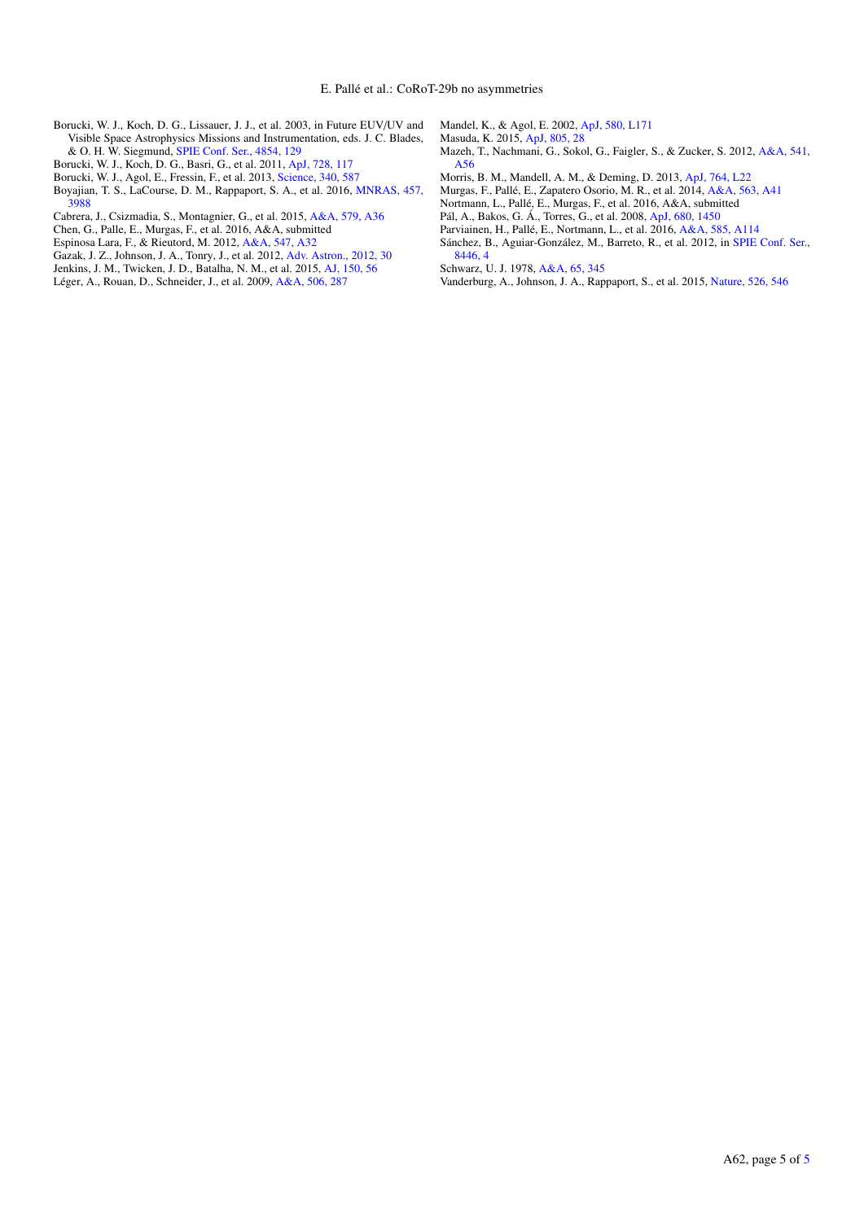Borucki, W. J., Koch, D. G., Lissauer, J. J., et al. 2003, in Future EUV/UV and Visible Space Astrophysics Missions and Instrumentation, eds. J. C. Blades, & O. H. W. Siegmund, SPIE Conf. Ser., 4854, 129

Borucki, W. J., Koch, D. G., Basri, G., et al. 2011, ApJ, 728, 117

Borucki, W. J., Agol, E., Fressin, F., et al. 2013, Science, 340, 587

Boyajian, T. S., LaCourse, D. M., Rappaport, S. A., et al. 2016, MNRAS, 457, 3988

Cabrera, J., Csizmadia, S., Montagnier, G., et al. 2015, A&A, 579, A36

Chen, G., Palle, E., Murgas, F., et al. 2016, A&A, submitted

Espinosa Lara, F., & Rieutord, M. 2012, A&A, 547, A32

Gazak, J. Z., Johnson, J. A., Tonry, J., et al. 2012, Adv. Astron., 2012, 30

Jenkins, J. M., Twicken, J. D., Batalha, N. M., et al. 2015, AJ, 150, 56

Léger, A., Rouan, D., Schneider, J., et al. 2009, A&A, 506, 287

Mandel, K., & Agol, E. 2002, ApJ, 580, L171

Masuda, K. 2015, ApJ, 805, 28

Mazeh, T., Nachmani, G., Sokol, G., Faigler, S., & Zucker, S. 2012, A&A, 541, A56

Morris, B. M., Mandell, A. M., & Deming, D. 2013, ApJ, 764, L22

Murgas, F., Pallé, E., Zapatero Osorio, M. R., et al. 2014, A&A, 563, A41

Nortmann, L., Pallé, E., Murgas, F., et al. 2016, A&A, submitted

Pál, A., Bakos, G. Á., Torres, G., et al. 2008, ApJ, 680, 1450

Parviainen, H., Pallé, E., Nortmann, L., et al. 2016, A&A, 585, A114

Sánchez, B., Aguiar-González, M., Barreto, R., et al. 2012, in SPIE Conf. Ser., 8446, 4

Schwarz, U. J. 1978, A&A, 65, 345

Vanderburg, A., Johnson, J. A., Rappaport, S., et al. 2015, Nature, 526, 546